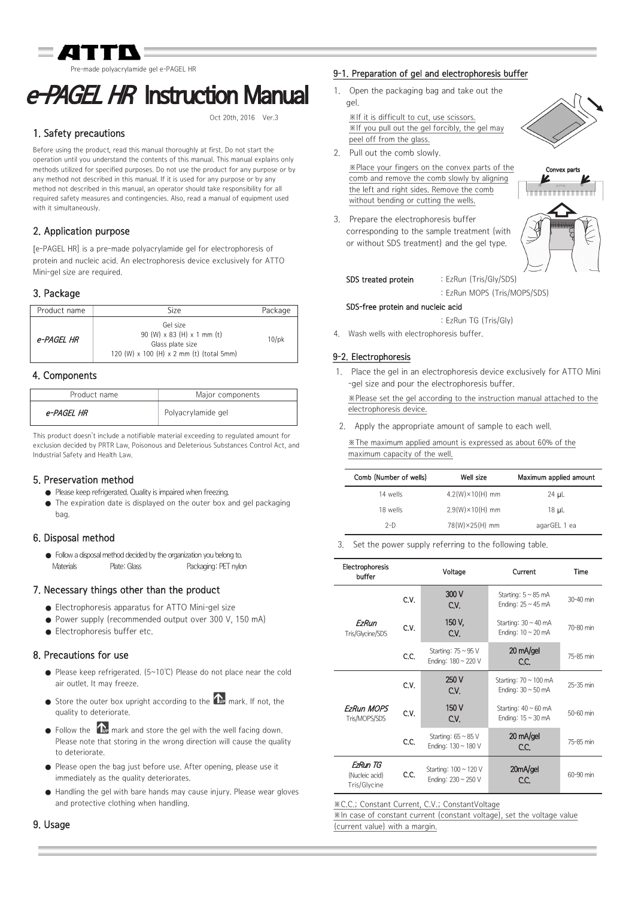Pre-made polyacrylamide gel e-PAGEL HR

# *e-PAGEL HR* Instruction Manual

Oct 20th, 2016 Ver.3

## 1. Safety precautions

Before using the product, read this manual thoroughly at first. Do not start the operation until you understand the contents of this manual. This manual explains only methods utilized for specified purposes. Do not use the product for any purpose or by any method not described in this manual. If it is used for any purpose or by any method not described in this manual, an operator should take responsibility for all required safety measures and contingencies. Also, read a manual of equipment used with it simultaneously.

## 2. Application purpose

[e-PAGEL HR] is a pre-made polyacrylamide gel for electrophoresis of protein and nucleic acid. An electrophoresis device exclusively for ATTO Mini-gel size are required.

## 3. Package

| Product name | Size | Package |
|---|---|---|
| *e-PAGEL HR* | Gel size<br>90 (W) x 83 (H) x 1 mm (t)<br>Glass plate size<br>120 (W) x 100 (H) x 2 mm (t) (total 5mm) | 10/pk |

## 4. Components

| Product name | Major components |
|---|---|
| *e-PAGEL HR* | Polyacrylamide gel |

This product doesn't include a notifiable material exceeding to regulated amount for exclusion decided by PRTR Law, Poisonous and Deleterious Substances Control Act, and Industrial Safety and Health Law.

## 5. Preservation method

- Please keep refrigerated. Quality is impaired when freezing.
- The expiration date is displayed on the outer box and gel packaging bag.

## 6. Disposal method

- Follow a disposal method decided by the organization you belong to.
  Materials Plate: Glass Packaging: PET nylon

## 7. Necessary things other than the product

- Electrophoresis apparatus for ATTO Mini-gel size
- Power supply (recommended output over 300 V, 150 mA)
- Electrophoresis buffer etc.

## 8. Precautions for use

- Please keep refrigerated. (5~10℃) Please do not place near the cold air outlet. It may freeze.
- Store the outer box upright according to the UP mark. If not, the quality to deteriorate.
- Follow the UP mark and store the gel with the well facing down. Please note that storing in the wrong direction will cause the quality to deteriorate.
- Please open the bag just before use. After opening, please use it immediately as the quality deteriorates.
- Handling the gel with bare hands may cause injury. Please wear gloves and protective clothing when handling.

## 9. Usage

### 9-1. Preparation of gel and electrophoresis buffer

1. Open the packaging bag and take out the gel.
   ※If it is difficult to cut, use scissors.
   ※If you pull out the gel forcibly, the gel may peel off from the glass.
2. Pull out the comb slowly.
   ※Place your fingers on the convex parts of the comb and remove the comb slowly by aligning the left and right sides. Remove the comb without bending or cutting the wells.

   Convex parts

3. Prepare the electrophoresis buffer corresponding to the sample treatment (with or without SDS treatment) and the gel type.

   **SDS treated protein** : EzRun (Tris/Gly/SDS)
   : EzRun MOPS (Tris/MOPS/SDS)

   **SDS-free protein and nucleic acid**
   : EzRun TG (Tris/Gly)
4. Wash wells with electrophoresis buffer.

### 9-2. Electrophoresis

1. Place the gel in an electrophoresis device exclusively for ATTO Mini-gel size and pour the electrophoresis buffer.
   ※Please set the gel according to the instruction manual attached to the electrophoresis device.
2. Apply the appropriate amount of sample to each well.
   ※The maximum applied amount is expressed as about 60% of the maximum capacity of the well.

| Comb (Number of wells) | Well size | Maximum applied amount |
|---|---|---|
| 14 wells | 4.2(W)×10(H) mm | 24 μL |
| 18 wells | 2.9(W)×10(H) mm | 18 μL |
| 2-D | 78(W)×25(H) mm | agarGEL 1 ea |

3. Set the power supply referring to the following table.

| Electrophoresis buffer | | Voltage | Current | Time |
|---|---|---|---|---|
| *EzRun* Tris/Glycine/SDS | C.V. | 300 V C.V. | Starting: 5 ~ 85 mA<br>Ending: 25 ~ 45 mA | 30-40 min |
| | C.V. | 150 V, C.V. | Starting: 30 ~ 40 mA<br>Ending: 10 ~ 20 mA | 70-80 min |
| | C.C. | Starting: 75 ~ 95 V<br>Ending: 180 ~ 220 V | 20 mA/gel C.C. | 75-85 min |
| *EzRun MOPS* Tris/MOPS/SDS | C.V. | 250 V C.V. | Starting: 70 ~ 100 mA<br>Ending: 30 ~ 50 mA | 25-35 min |
| | C.V. | 150 V C.V. | Starting: 40 ~ 60 mA<br>Ending: 15 ~ 30 mA | 50-60 min |
| | C.C. | Starting: 65 ~ 85 V<br>Ending: 130 ~ 180 V | 20 mA/gel C.C. | 75-85 min |
| *EzRun TG* (Nucleic acid) Tris/Glycine | C.C. | Starting: 100 ~ 120 V<br>Ending: 230 ~ 250 V | 20mA/gel C.C. | 60-90 min |

※C.C.; Constant Current, C.V.; ConstantVoltage
※In case of constant current (constant voltage), set the voltage value (current value) with a margin.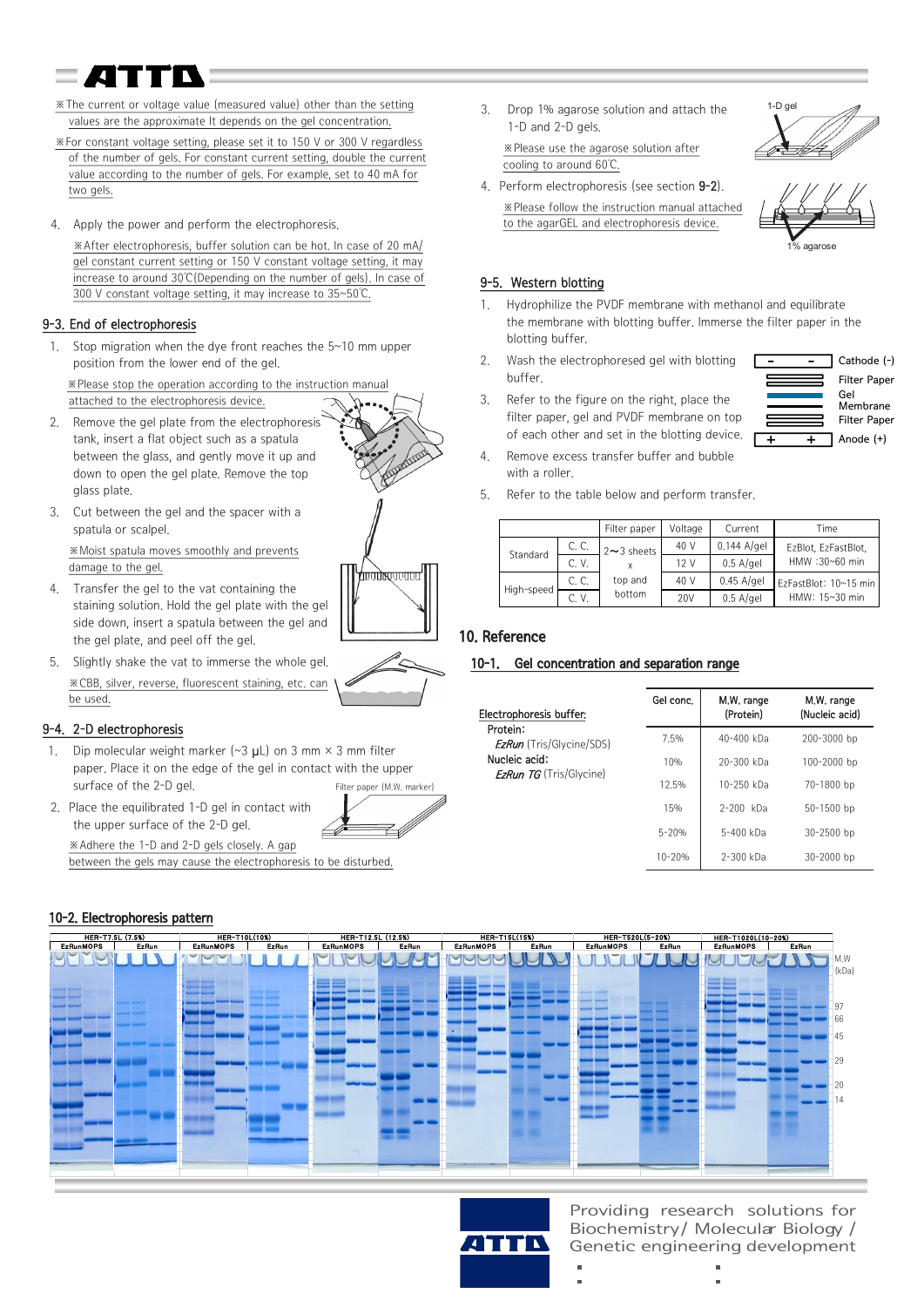※The current or voltage value (measured value) other than the setting values are the approximate It depends on the gel concentration.

※For constant voltage setting, please set it to 150 V or 300 V regardless of the number of gels. For constant current setting, double the current value according to the number of gels. For example, set to 40 mA for two gels.

4. Apply the power and perform the electrophoresis.

   ※After electrophoresis, buffer solution can be hot. In case of 20 mA/gel constant current setting or 150 V constant voltage setting, it may increase to around 30℃(Depending on the number of gels). In case of 300 V constant voltage setting, it may increase to 35~50℃.

## 9-3. End of electrophoresis

1. Stop migration when the dye front reaches the 5~10 mm upper position from the lower end of the gel.

   ※Please stop the operation according to the instruction manual attached to the electrophoresis device.

2. Remove the gel plate from the electrophoresis tank, insert a flat object such as a spatula between the glass, and gently move it up and down to open the gel plate. Remove the top glass plate.
3. Cut between the gel and the spacer with a spatula or scalpel.

   ※Moist spatula moves smoothly and prevents damage to the gel.

4. Transfer the gel to the vat containing the staining solution. Hold the gel plate with the gel side down, insert a spatula between the gel and the gel plate, and peel off the gel.
5. Slightly shake the vat to immerse the whole gel.

   ※CBB, silver, reverse, fluorescent staining, etc. can be used.

## 9-4. 2-D electrophoresis

1. Dip molecular weight marker (~3 μL) on 3 mm × 3 mm filter paper. Place it on the edge of the gel in contact with the upper surface of the 2-D gel.

Filter paper (M.W. marker)

2. Place the equilibrated 1-D gel in contact with the upper surface of the 2-D gel.

   ※Adhere the 1-D and 2-D gels closely. A gap between the gels may cause the electrophoresis to be disturbed.

3. Drop 1% agarose solution and attach the 1-D and 2-D gels.

   ※Please use the agarose solution after cooling to around 60℃.

4. Perform electrophoresis (see section **9-2**).

   ※Please follow the instruction manual attached to the agarGEL and electrophoresis device.

1-D gel

1% agarose

## 9-5. Western blotting

1. Hydrophilize the PVDF membrane with methanol and equilibrate the membrane with blotting buffer. Immerse the filter paper in the blotting buffer.
2. Wash the electrophoresed gel with blotting buffer.
3. Refer to the figure on the right, place the filter paper, gel and PVDF membrane on top of each other and set in the blotting device.
4. Remove excess transfer buffer and bubble with a roller.
5. Refer to the table below and perform transfer.

Cathode (-)
Filter Paper
Gel
Membrane
Filter Paper
Anode (+)

| | | Filter paper | Voltage | Current | Time |
|---|---|---|---|---|---|
| Standard | C. C. | 2～3 sheets x top and bottom | 40 V | 0.144 A/gel | EzBlot, EzFastBlot, HMW :30~60 min |
| | C. V. | | 12 V | 0.5 A/gel | |
| High-speed | C. C. | | 40 V | 0.45 A/gel | EzFastBlot: 10~15 min HMW: 15~30 min |
| | C. V. | | 20V | 0.5 A/gel | |

# 10. Reference

## 10-1. Gel concentration and separation range

Electrophoresis buffer:
Protein:
*EzRun* (Tris/Glycine/SDS)
Nucleic acid:
*EzRun TG* (Tris/Glycine)

| Gel conc. | M.W. range (Protein) | M.W. range (Nucleic acid) |
|---|---|---|
| 7.5% | 40-400 kDa | 200-3000 bp |
| 10% | 20-300 kDa | 100-2000 bp |
| 12.5% | 10-250 kDa | 70-1800 bp |
| 15% | 2-200 kDa | 50-1500 bp |
| 5-20% | 5-400 kDa | 30-2500 bp |
| 10-20% | 2-300 kDa | 30-2000 bp |

## 10-2. Electrophoresis pattern

HER-T7.5L (7.5%) HER-T10L(10%) HER-T12.5L (12.5%) HER-T15L(15%) HER-T520L(5-20%) HER-T1020L(10-20%)

EzRunMOPS EzRun EzRunMOPS EzRun EzRunMOPS EzRun EzRunMOPS EzRun EzRunMOPS EzRun EzRunMOPS EzRun

M.W (kDa)

97
66
45
29
20
14

Providing research solutions for Biochemistry/ Molecular Biology / Genetic engineering development